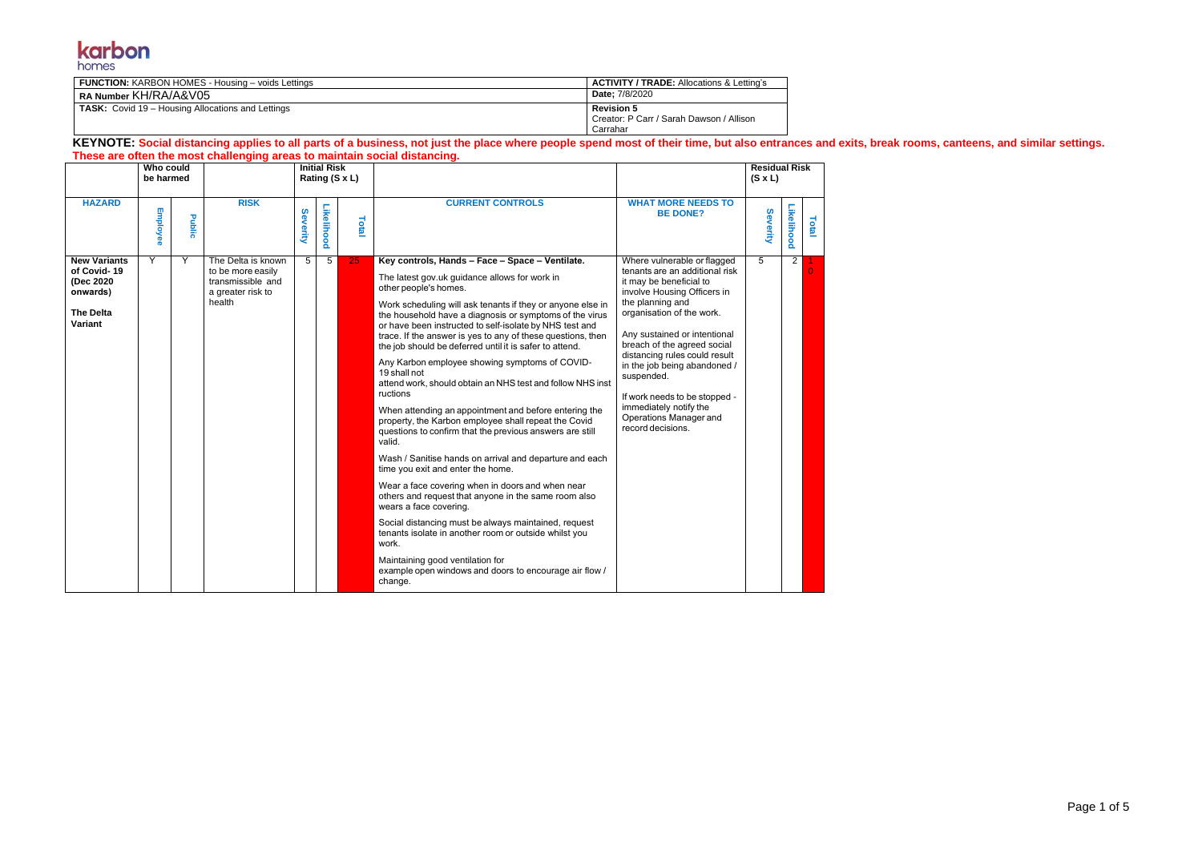karbon homes

| **FUNCTION:** KARBON HOMES - Housing – voids Lettings | **ACTIVITY / TRADE:** Allocations & Letting's |
|---|---|
| **RA Number** KH/RA/A&V05 | **Date;** 7/8/2020 |
| **TASK:** Covid 19 – Housing Allocations and Lettings | **Revision 5**<br>Creator: P Carr / Sarah Dawson / Allison Carrahar |

**KEYNOTE: Social distancing applies to all parts of a business, not just the place where people spend most of their time, but also entrances and exits, break rooms, canteens, and similar settings. These are often the most challenging areas to maintain social distancing.**

| | Who could be harmed | | | Initial Risk Rating (S x L) | | | | | Residual Risk (S x L) | | |
|---|---|---|---|---|---|---|---|---|---|---|---|
| **HAZARD** | **Employee** | **Public** | **RISK** | **Severity** | **Likelihood** | **Total** | **CURRENT CONTROLS** | **WHAT MORE NEEDS TO BE DONE?** | **Severity** | **Likelihood** | **Total** |
| **New Variants of Covid- 19 (Dec 2020 onwards)**<br><br>**The Delta Variant** | Y | Y | The Delta is known to be more easily transmissible and a greater risk to health | 5 | 5 | 25 | **Key controls, Hands – Face – Space – Ventilate.**<br><br>The latest gov.uk guidance allows for work in other people's homes.<br><br>Work scheduling will ask tenants if they or anyone else in the household have a diagnosis or symptoms of the virus or have been instructed to self-isolate by NHS test and trace. If the answer is yes to any of these questions, then the job should be deferred until it is safer to attend.<br><br>Any Karbon employee showing symptoms of COVID-19 shall not attend work, should obtain an NHS test and follow NHS instructions<br><br>When attending an appointment and before entering the property, the Karbon employee shall repeat the Covid questions to confirm that the previous answers are still valid.<br><br>Wash / Sanitise hands on arrival and departure and each time you exit and enter the home.<br><br>Wear a face covering when in doors and when near others and request that anyone in the same room also wears a face covering.<br><br>Social distancing must be always maintained, request tenants isolate in another room or outside whilst you work.<br><br>Maintaining good ventilation for example open windows and doors to encourage air flow / change. | Where vulnerable or flagged tenants are an additional risk it may be beneficial to involve Housing Officers in the planning and organisation of the work.<br><br>Any sustained or intentional breach of the agreed social distancing rules could result in the job being abandoned / suspended.<br><br>If work needs to be stopped - immediately notify the Operations Manager and record decisions. | 5 | 2 | 10 |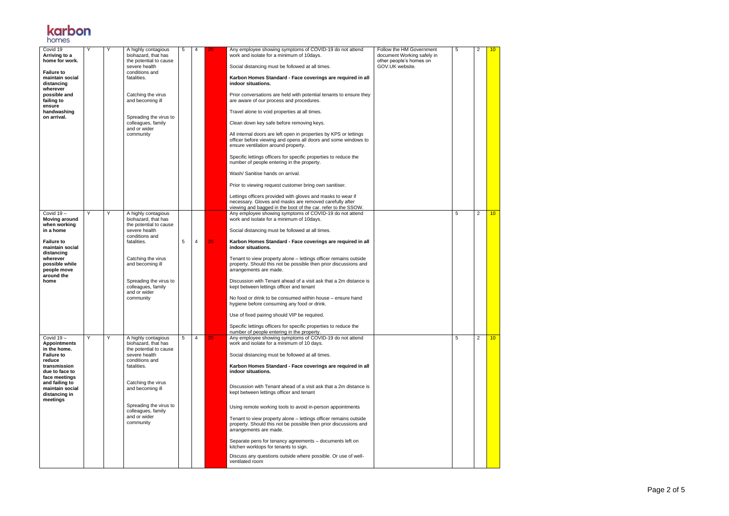| | | | | | | | | | | | |
|---|---|---|---|---|---|---|---|---|---|---|---|
| Covid 19 **Arriving to a home for work.** **Failure to maintain social distancing wherever possible and failing to ensure handwashing on arrival.** | Y | Y | A highly contagious biohazard, that has the potential to cause severe health conditions and fatalities. Catching the virus and becoming ill Spreading the virus to colleagues, family and or wider community | 5 | 4 | 20 | Any employee showing symptoms of COVID-19 do not attend work and isolate for a minimum of 10days. Social distancing must be followed at all times. **Karbon Homes Standard - Face coverings are required in all indoor situations.** Prior conversations are held with potential tenants to ensure they are aware of our process and procedures. Travel alone to void properties at all times. Clean down key safe before removing keys. All internal doors are left open in properties by KPS or lettings officer before viewing and opens all doors and some windows to ensure ventilation around property. Specific lettings officers for specific properties to reduce the number of people entering in the property. Wash/ Sanitise hands on arrival. Prior to viewing request customer bring own sanitiser. Lettings officers provided with gloves and masks to wear if necessary. Gloves and masks are removed carefully after viewing and bagged in the boot of the car. refer to the SSOW. | Follow the HM Government document Working safely in other people's homes on GOV.UK website. | 5 | 2 | 10 |
| Covid 19 – **Moving around when working in a home** **Failure to maintain social distancing wherever possible while people move around the home** | Y | Y | A highly contagious biohazard, that has the potential to cause severe health conditions and fatalities. Catching the virus and becoming ill Spreading the virus to colleagues, family and or wider community | 5 | 4 | 20 | Any employee showing symptoms of COVID-19 do not attend work and isolate for a minimum of 10days. Social distancing must be followed at all times. **Karbon Homes Standard - Face coverings are required in all indoor situations.** Tenant to view property alone – lettings officer remains outside property. Should this not be possible then prior discussions and arrangements are made. Discussion with Tenant ahead of a visit ask that a 2m distance is kept between lettings officer and tenant No food or drink to be consumed within house – ensure hand hygiene before consuming any food or drink. Use of fixed pairing should VIP be required. Specific lettings officers for specific properties to reduce the number of people entering in the property. | | 5 | 2 | 10 |
| Covid 19 – **Appointments in the home. Failure to reduce transmission due to face to face meetings and failing to maintain social distancing in meetings** | Y | Y | A highly contagious biohazard, that has the potential to cause severe health conditions and fatalities. Catching the virus and becoming ill Spreading the virus to colleagues, family and or wider community | 5 | 4 | 20 | Any employee showing symptoms of COVID-19 do not attend work and isolate for a minimum of 10 days. Social distancing must be followed at all times. **Karbon Homes Standard - Face coverings are required in all indoor situations.** Discussion with Tenant ahead of a visit ask that a 2m distance is kept between lettings officer and tenant Using remote working tools to avoid in-person appointments Tenant to view property alone – lettings officer remains outside property. Should this not be possible then prior discussions and arrangements are made. Separate pens for tenancy agreements – documents left on kitchen worktops for tenants to sign. Discuss any questions outside where possible. Or use of well-ventilated room | | 5 | 2 | 10 |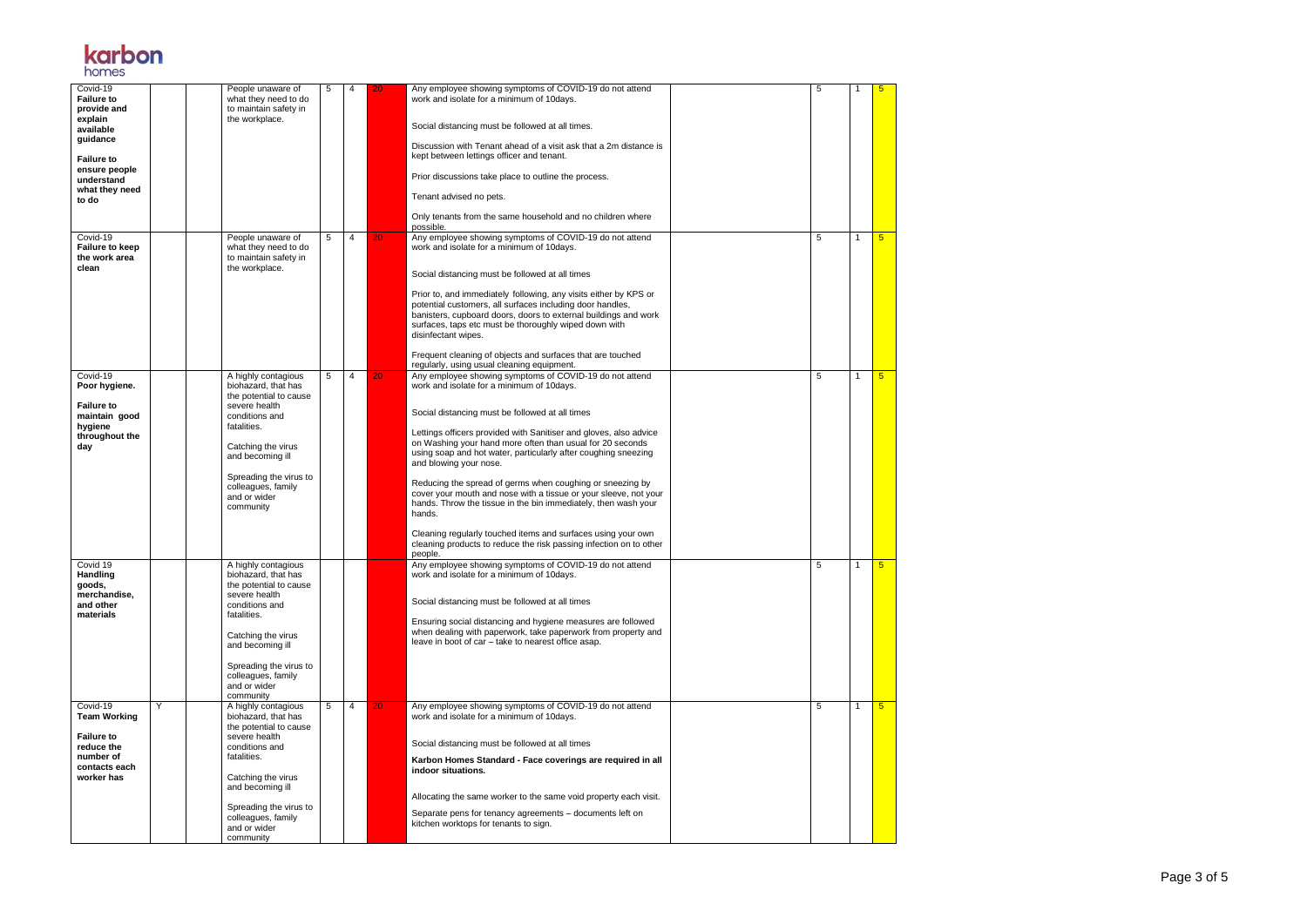| | | | | | | | | | | | |
|---|---|---|---|---|---|---|---|---|---|---|---|
| Covid-19 **Failure to provide and explain available guidance** **Failure to ensure people understand what they need to do** | | | People unaware of what they need to do to maintain safety in the workplace. | 5 | 4 | 20 | Any employee showing symptoms of COVID-19 do not attend work and isolate for a minimum of 10days.<br><br>Social distancing must be followed at all times.<br><br>Discussion with Tenant ahead of a visit ask that a 2m distance is kept between lettings officer and tenant.<br><br>Prior discussions take place to outline the process.<br><br>Tenant advised no pets.<br><br>Only tenants from the same household and no children where possible. | | 5 | 1 | 5 |
| Covid-19 **Failure to keep the work area clean** | | | People unaware of what they need to do to maintain safety in the workplace. | 5 | 4 | 20 | Any employee showing symptoms of COVID-19 do not attend work and isolate for a minimum of 10days.<br><br>Social distancing must be followed at all times<br><br>Prior to, and immediately following, any visits either by KPS or potential customers, all surfaces including door handles, banisters, cupboard doors, doors to external buildings and work surfaces, taps etc must be thoroughly wiped down with disinfectant wipes.<br><br>Frequent cleaning of objects and surfaces that are touched regularly, using usual cleaning equipment. | | 5 | 1 | 5 |
| Covid-19 **Poor hygiene.** **Failure to maintain good hygiene throughout the day** | | | A highly contagious biohazard, that has the potential to cause severe health conditions and fatalities.<br><br>Catching the virus and becoming ill<br><br>Spreading the virus to colleagues, family and or wider community | 5 | 4 | 20 | Any employee showing symptoms of COVID-19 do not attend work and isolate for a minimum of 10days.<br><br>Social distancing must be followed at all times<br><br>Lettings officers provided with Sanitiser and gloves, also advice on Washing your hand more often than usual for 20 seconds using soap and hot water, particularly after coughing sneezing and blowing your nose.<br><br>Reducing the spread of germs when coughing or sneezing by cover your mouth and nose with a tissue or your sleeve, not your hands. Throw the tissue in the bin immediately, then wash your hands.<br><br>Cleaning regularly touched items and surfaces using your own cleaning products to reduce the risk passing infection on to other people. | | 5 | 1 | 5 |
| Covid 19 **Handling goods, merchandise, and other materials** | | | A highly contagious biohazard, that has the potential to cause severe health conditions and fatalities.<br><br>Catching the virus and becoming ill<br><br>Spreading the virus to colleagues, family and or wider community | | | | Any employee showing symptoms of COVID-19 do not attend work and isolate for a minimum of 10days.<br><br>Social distancing must be followed at all times<br><br>Ensuring social distancing and hygiene measures are followed when dealing with paperwork, take paperwork from property and leave in boot of car – take to nearest office asap. | | 5 | 1 | 5 |
| Covid-19 **Team Working** **Failure to reduce the number of contacts each worker has** | Y | | A highly contagious biohazard, that has the potential to cause severe health conditions and fatalities.<br><br>Catching the virus and becoming ill<br><br>Spreading the virus to colleagues, family and or wider community | 5 | 4 | 20 | Any employee showing symptoms of COVID-19 do not attend work and isolate for a minimum of 10days.<br><br>Social distancing must be followed at all times<br><br>**Karbon Homes Standard - Face coverings are required in all indoor situations.**<br><br>Allocating the same worker to the same void property each visit.<br><br>Separate pens for tenancy agreements – documents left on kitchen worktops for tenants to sign. | | 5 | 1 | 5 |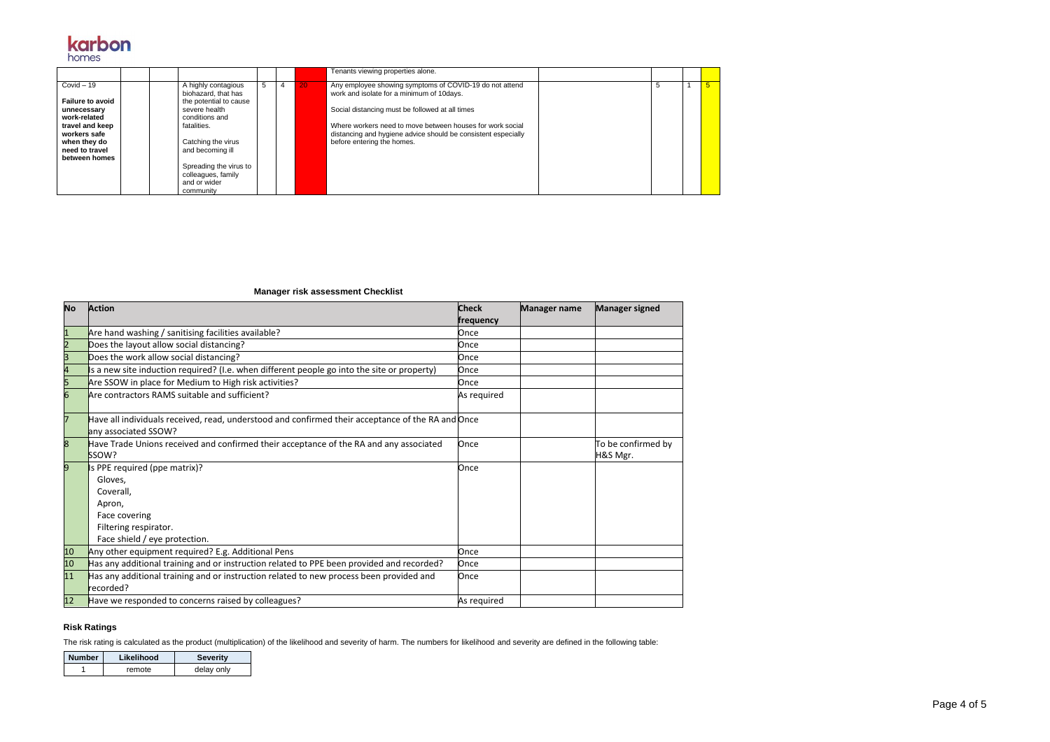| | | | | | | | | | | | |
|---|---|---|---|---|---|---|---|---|---|---|---|
| | | | | | | | Tenants viewing properties alone. | | | | |
| Covid – 19<br><br>**Failure to avoid unnecessary work-related travel and keep workers safe when they do need to travel between homes** | | | A highly contagious biohazard, that has the potential to cause severe health conditions and fatalities.<br><br>Catching the virus and becoming ill<br><br>Spreading the virus to colleagues, family and or wider community | 5 | 4 | 20 | Any employee showing symptoms of COVID-19 do not attend work and isolate for a minimum of 10days.<br><br>Social distancing must be followed at all times<br><br>Where workers need to move between houses for work social distancing and hygiene advice should be consistent especially before entering the homes. | | 5 | 1 | 5 |

**Manager risk assessment Checklist**

| No | Action | Check frequency | Manager name | Manager signed |
|---|---|---|---|---|
| 1 | Are hand washing / sanitising facilities available? | Once | | |
| 2 | Does the layout allow social distancing? | Once | | |
| 3 | Does the work allow social distancing? | Once | | |
| 4 | Is a new site induction required? (I.e. when different people go into the site or property) | Once | | |
| 5 | Are SSOW in place for Medium to High risk activities? | Once | | |
| 6 | Are contractors RAMS suitable and sufficient? | As required | | |
| 7 | Have all individuals received, read, understood and confirmed their acceptance of the RA and any associated SSOW? | Once | | |
| 8 | Have Trade Unions received and confirmed their acceptance of the RA and any associated SSOW? | Once | | To be confirmed by H&S Mgr. |
| 9 | Is PPE required (ppe matrix)?<br>Gloves,<br>Coverall,<br>Apron,<br>Face covering<br>Filtering respirator.<br>Face shield / eye protection. | Once | | |
| 10 | Any other equipment required? E.g. Additional Pens | Once | | |
| 10 | Has any additional training and or instruction related to PPE been provided and recorded? | Once | | |
| 11 | Has any additional training and or instruction related to new process been provided and recorded? | Once | | |
| 12 | Have we responded to concerns raised by colleagues? | As required | | |

**Risk Ratings**

The risk rating is calculated as the product (multiplication) of the likelihood and severity of harm. The numbers for likelihood and severity are defined in the following table:

| Number | Likelihood | Severity |
|---|---|---|
| 1 | remote | delay only |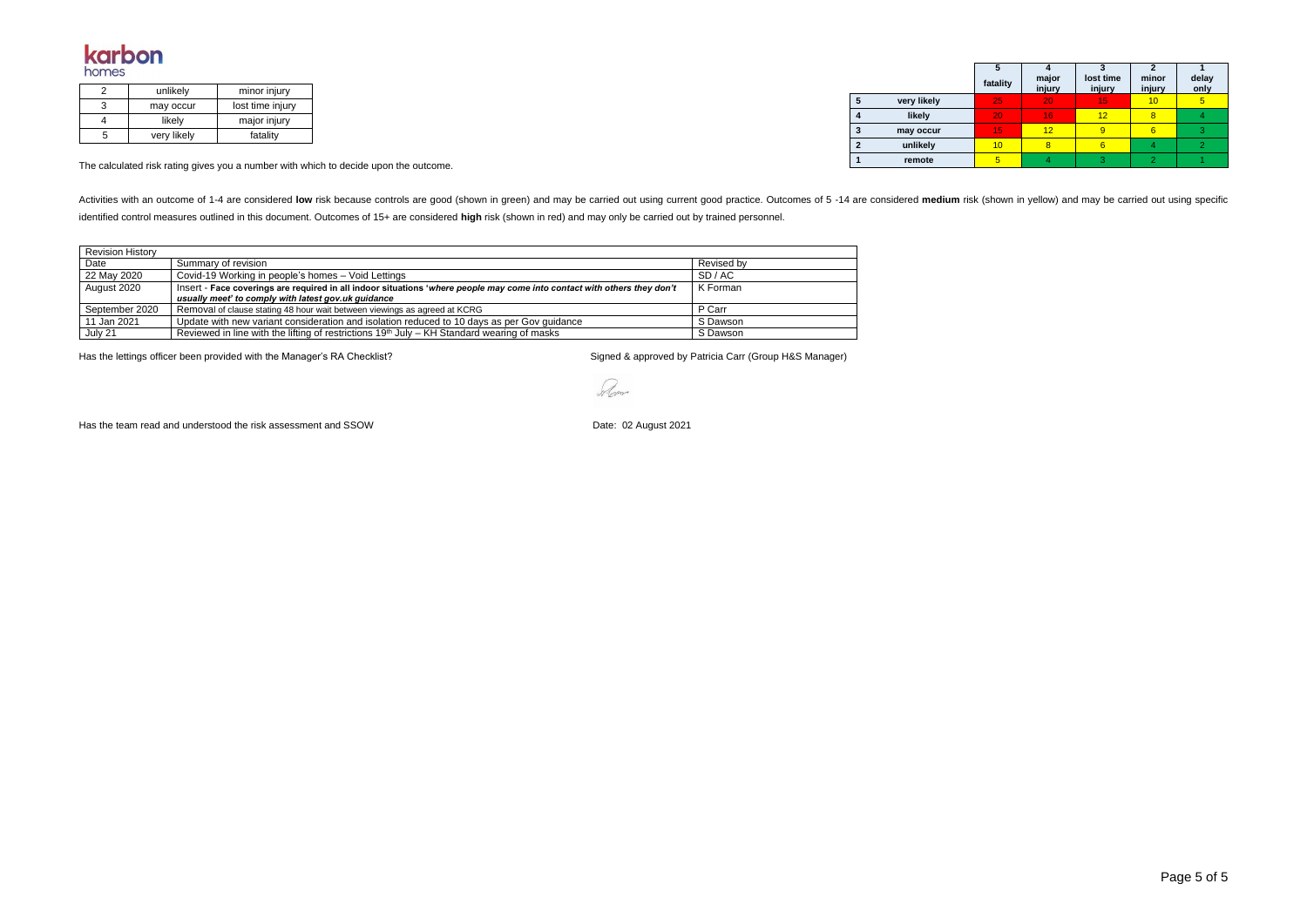karbon homes

| | | |
|---|---|---|
| 2 | unlikely | minor injury |
| 3 | may occur | lost time injury |
| 4 | likely | major injury |
| 5 | very likely | fatality |

| | | 5 fatality | 4 major injury | 3 lost time injury | 2 minor injury | 1 delay only |
|---|---|---|---|---|---|---|
| 5 | very likely | 25 | 20 | 15 | 10 | 5 |
| 4 | likely | 20 | 16 | 12 | 8 | 4 |
| 3 | may occur | 15 | 12 | 9 | 6 | 3 |
| 2 | unlikely | 10 | 8 | 6 | 4 | 2 |
| 1 | remote | 5 | 4 | 3 | 2 | 1 |

The calculated risk rating gives you a number with which to decide upon the outcome.

Activities with an outcome of 1-4 are considered **low** risk because controls are good (shown in green) and may be carried out using current good practice. Outcomes of 5 -14 are considered **medium** risk (shown in yellow) and may be carried out using specific identified control measures outlined in this document. Outcomes of 15+ are considered **high** risk (shown in red) and may only be carried out by trained personnel.

| Revision History | | |
|---|---|---|
| Date | Summary of revision | Revised by |
| 22 May 2020 | Covid-19 Working in people's homes – Void Lettings | SD / AC |
| August 2020 | Insert - **Face coverings are required in all indoor situations '*where people may come into contact with others they don't usually meet' to comply with latest gov.uk guidance*** | K Forman |
| September 2020 | Removal of clause stating 48 hour wait between viewings as agreed at KCRG | P Carr |
| 11 Jan 2021 | Update with new variant consideration and isolation reduced to 10 days as per Gov guidance | S Dawson |
| July 21 | Reviewed in line with the lifting of restrictions 19th July – KH Standard wearing of masks | S Dawson |

Has the lettings officer been provided with the Manager's RA Checklist?

Signed & approved by Patricia Carr (Group H&S Manager)

Has the team read and understood the risk assessment and SSOW

Date: 02 August 2021